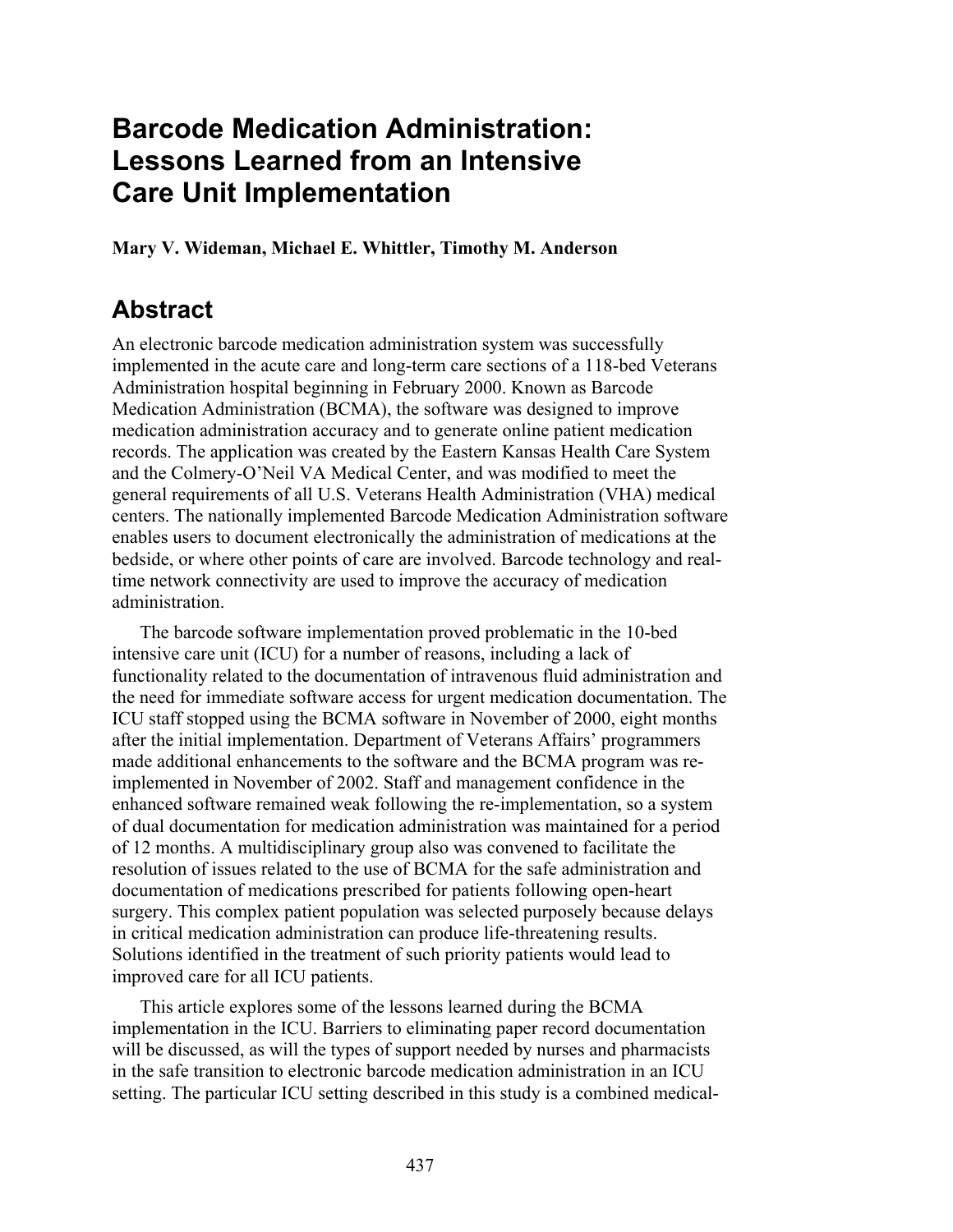# Barcode Medication Administration: Lessons Learned from an Intensive Care Unit Implementation

**Mary V. Wideman, Michael E. Whittler, Timothy M. Anderson**

## Abstract

An electronic barcode medication administration system was successfully implemented in the acute care and long-term care sections of a 118-bed Veterans Administration hospital beginning in February 2000. Known as Barcode Medication Administration (BCMA), the software was designed to improve medication administration accuracy and to generate online patient medication records. The application was created by the Eastern Kansas Health Care System and the Colmery-O'Neil VA Medical Center, and was modified to meet the general requirements of all U.S. Veterans Health Administration (VHA) medical centers. The nationally implemented Barcode Medication Administration software enables users to document electronically the administration of medications at the bedside, or where other points of care are involved. Barcode technology and real-time network connectivity are used to improve the accuracy of medication administration.

The barcode software implementation proved problematic in the 10-bed intensive care unit (ICU) for a number of reasons, including a lack of functionality related to the documentation of intravenous fluid administration and the need for immediate software access for urgent medication documentation. The ICU staff stopped using the BCMA software in November of 2000, eight months after the initial implementation. Department of Veterans Affairs' programmers made additional enhancements to the software and the BCMA program was re-implemented in November of 2002. Staff and management confidence in the enhanced software remained weak following the re-implementation, so a system of dual documentation for medication administration was maintained for a period of 12 months. A multidisciplinary group also was convened to facilitate the resolution of issues related to the use of BCMA for the safe administration and documentation of medications prescribed for patients following open-heart surgery. This complex patient population was selected purposely because delays in critical medication administration can produce life-threatening results. Solutions identified in the treatment of such priority patients would lead to improved care for all ICU patients.

This article explores some of the lessons learned during the BCMA implementation in the ICU. Barriers to eliminating paper record documentation will be discussed, as will the types of support needed by nurses and pharmacists in the safe transition to electronic barcode medication administration in an ICU setting. The particular ICU setting described in this study is a combined medical-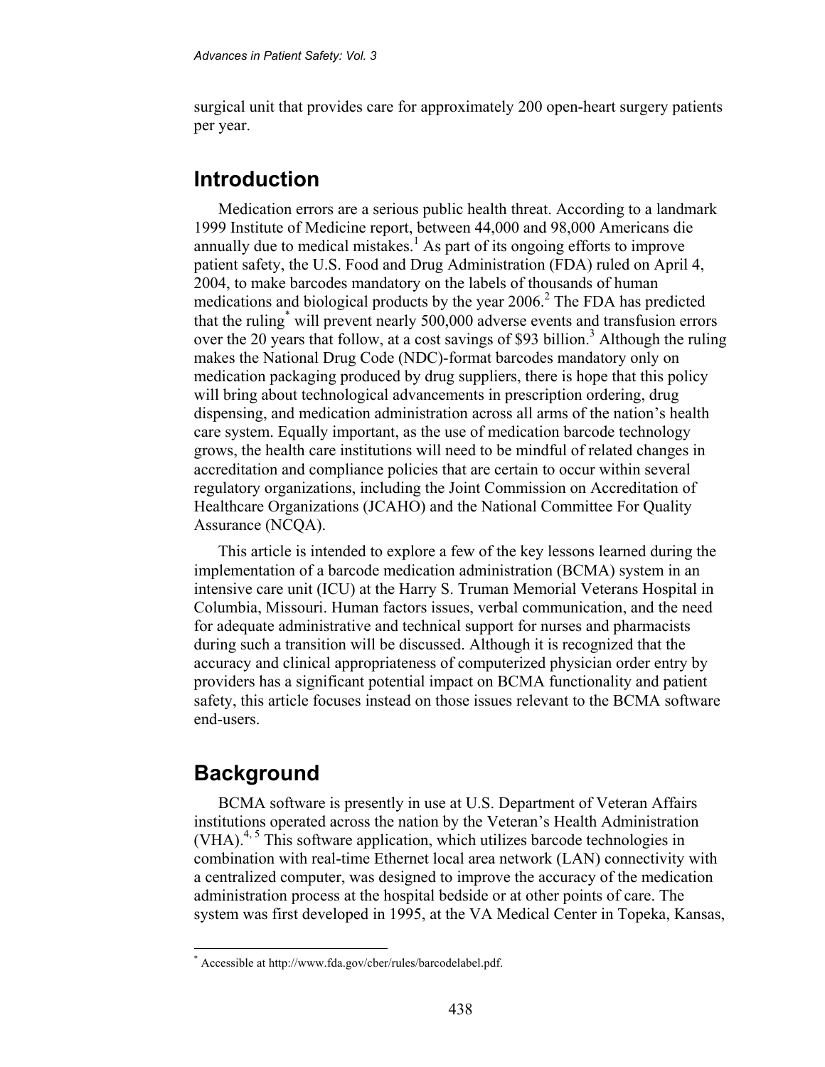surgical unit that provides care for approximately 200 open-heart surgery patients per year.

## Introduction

Medication errors are a serious public health threat. According to a landmark 1999 Institute of Medicine report, between 44,000 and 98,000 Americans die annually due to medical mistakes.[1] As part of its ongoing efforts to improve patient safety, the U.S. Food and Drug Administration (FDA) ruled on April 4, 2004, to make barcodes mandatory on the labels of thousands of human medications and biological products by the year 2006.[2] The FDA has predicted that the ruling[*] will prevent nearly 500,000 adverse events and transfusion errors over the 20 years that follow, at a cost savings of $93 billion.[3] Although the ruling makes the National Drug Code (NDC)-format barcodes mandatory only on medication packaging produced by drug suppliers, there is hope that this policy will bring about technological advancements in prescription ordering, drug dispensing, and medication administration across all arms of the nation's health care system. Equally important, as the use of medication barcode technology grows, the health care institutions will need to be mindful of related changes in accreditation and compliance policies that are certain to occur within several regulatory organizations, including the Joint Commission on Accreditation of Healthcare Organizations (JCAHO) and the National Committee For Quality Assurance (NCQA).

This article is intended to explore a few of the key lessons learned during the implementation of a barcode medication administration (BCMA) system in an intensive care unit (ICU) at the Harry S. Truman Memorial Veterans Hospital in Columbia, Missouri. Human factors issues, verbal communication, and the need for adequate administrative and technical support for nurses and pharmacists during such a transition will be discussed. Although it is recognized that the accuracy and clinical appropriateness of computerized physician order entry by providers has a significant potential impact on BCMA functionality and patient safety, this article focuses instead on those issues relevant to the BCMA software end-users.

## Background

BCMA software is presently in use at U.S. Department of Veteran Affairs institutions operated across the nation by the Veteran's Health Administration (VHA).[4, 5] This software application, which utilizes barcode technologies in combination with real-time Ethernet local area network (LAN) connectivity with a centralized computer, was designed to improve the accuracy of the medication administration process at the hospital bedside or at other points of care. The system was first developed in 1995, at the VA Medical Center in Topeka, Kansas,

---

[*] Accessible at http://www.fda.gov/cber/rules/barcodelabel.pdf.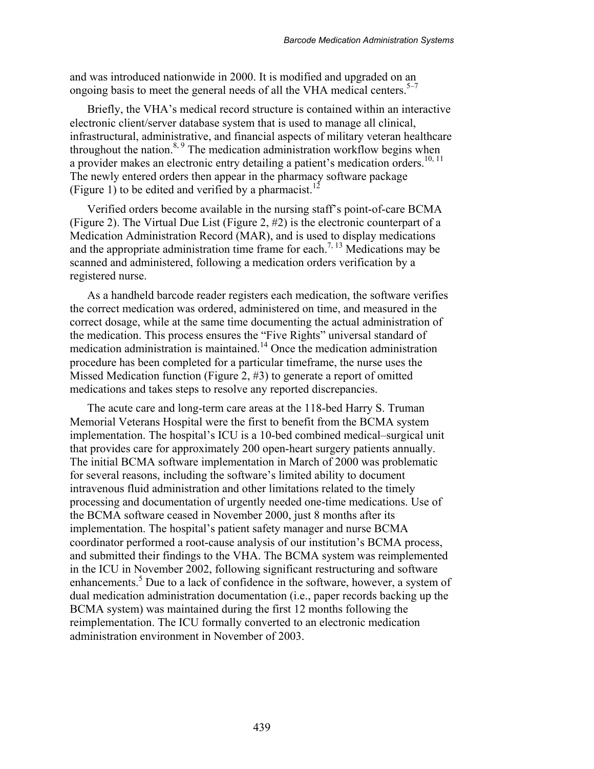and was introduced nationwide in 2000. It is modified and upgraded on an ongoing basis to meet the general needs of all the VHA medical centers.[5–7]

Briefly, the VHA's medical record structure is contained within an interactive electronic client/server database system that is used to manage all clinical, infrastructural, administrative, and financial aspects of military veteran healthcare throughout the nation.[8, 9] The medication administration workflow begins when a provider makes an electronic entry detailing a patient's medication orders.[10, 11] The newly entered orders then appear in the pharmacy software package (Figure 1) to be edited and verified by a pharmacist.[12]

Verified orders become available in the nursing staff's point-of-care BCMA (Figure 2). The Virtual Due List (Figure 2, #2) is the electronic counterpart of a Medication Administration Record (MAR), and is used to display medications and the appropriate administration time frame for each.[7, 13] Medications may be scanned and administered, following a medication orders verification by a registered nurse.

As a handheld barcode reader registers each medication, the software verifies the correct medication was ordered, administered on time, and measured in the correct dosage, while at the same time documenting the actual administration of the medication. This process ensures the "Five Rights" universal standard of medication administration is maintained.[14] Once the medication administration procedure has been completed for a particular timeframe, the nurse uses the Missed Medication function (Figure 2, #3) to generate a report of omitted medications and takes steps to resolve any reported discrepancies.

The acute care and long-term care areas at the 118-bed Harry S. Truman Memorial Veterans Hospital were the first to benefit from the BCMA system implementation. The hospital's ICU is a 10-bed combined medical–surgical unit that provides care for approximately 200 open-heart surgery patients annually. The initial BCMA software implementation in March of 2000 was problematic for several reasons, including the software's limited ability to document intravenous fluid administration and other limitations related to the timely processing and documentation of urgently needed one-time medications. Use of the BCMA software ceased in November 2000, just 8 months after its implementation. The hospital's patient safety manager and nurse BCMA coordinator performed a root-cause analysis of our institution's BCMA process, and submitted their findings to the VHA. The BCMA system was reimplemented in the ICU in November 2002, following significant restructuring and software enhancements.[5] Due to a lack of confidence in the software, however, a system of dual medication administration documentation (i.e., paper records backing up the BCMA system) was maintained during the first 12 months following the reimplementation. The ICU formally converted to an electronic medication administration environment in November of 2003.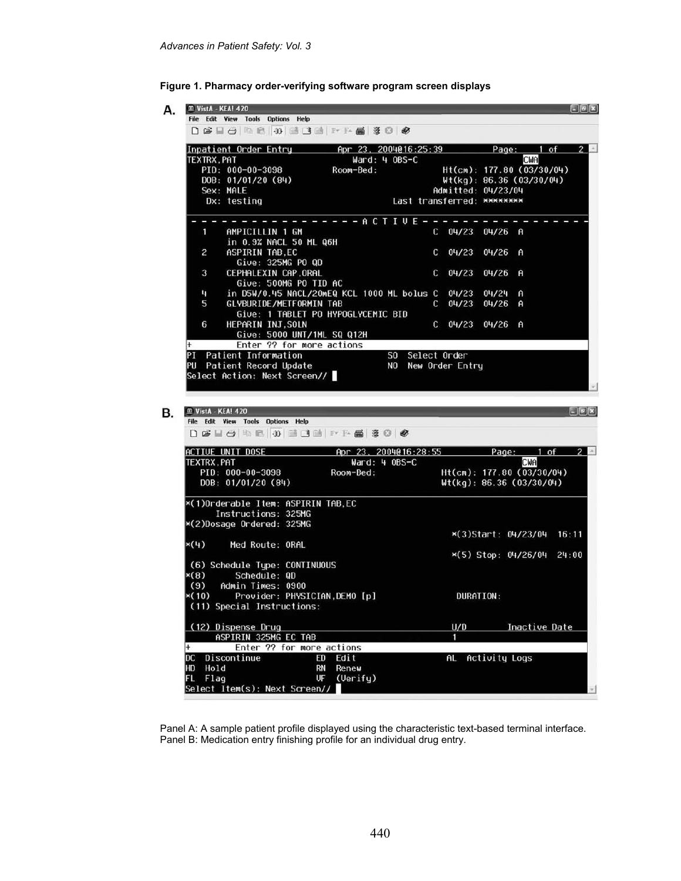**Figure 1. Pharmacy order-verifying software program screen displays**

A.

```
VistA - KEA! 420
File  Edit  View  Tools  Options  Help

Inpatient Order Entry        Apr 23, 2004@16:25:39          Page:    1 of    2
TEXTRX,PAT                        Ward: 4 OBS-C                       CWA
   PID: 000-00-3098          Room-Bed:                 Ht(cm): 177.80 (03/30/04)
   DOB: 01/01/20 (84)                                  Wt(kg): 86.36 (03/30/04)
   Sex: MALE                                         Admitted: 04/23/04
    Dx: testing                                Last transferred: ********

- - - - - - - - - - - - - - - - - A C T I V E - - - - - - - - - - - - - - - - -
   1     AMPICILLIN 1 GM                              C  04/23  04/26  A
         in 0.9% NACL 50 ML Q6H
   2     ASPIRIN TAB,EC                               C  04/23  04/26  A
           Give: 325MG PO QD
   3     CEPHALEXIN CAP,ORAL                          C  04/23  04/26  A
           Give: 500MG PO TID AC
   4     in D5W/0.45 NACL/20mEQ KCL 1000 ML bolus C  04/23  04/24  A
   5     GLYBURIDE/METFORMIN TAB                      C  04/23  04/26  A
           Give: 1 TABLET PO HYPOGLYCEMIC BID
   6     HEPARIN INJ,SOLN                             C  04/23  04/26  A
           Give: 5000 UNT/1ML SQ Q12H
+          Enter ?? for more actions
PI  Patient Information                     SO  Select Order
PU  Patient Record Update                   NO  New Order Entry
Select Action: Next Screen//
```

B.

```
VistA - KEA! 420
File  Edit  View  Tools  Options  Help

ACTIVE UNIT DOSE             Apr 23, 2004@16:28:55          Page:    1 of    2
TEXTRX,PAT                        Ward: 4 OBS-C                      CWA
   PID: 000-00-3098          Room-Bed:                 Ht(cm): 177.80 (03/30/04)
   DOB: 01/01/20 (84)                                  Wt(kg): 86.36 (03/30/04)

*(1)Orderable Item: ASPIRIN TAB,EC
       Instructions: 325MG
*(2)Dosage Ordered: 325MG
                                                   *(3)Start:  04/23/04  16:11
*(4)      Med Route: ORAL
                                                   *(5) Stop:  04/26/04  24:00
 (6) Schedule Type: CONTINUOUS
*(8)       Schedule: QD
 (9)    Admin Times: 0900
*(10)      Provider: PHYSICIAN,DEMO [p]               DURATION:
 (11) Special Instructions:

 (12) Dispense Drug                                 U/D         Inactive Date
       ASPIRIN 325MG EC TAB                         1
+          Enter ?? for more actions
DC  Discontinue              ED  Edit                   AL  Activity Logs
HD  Hold                     RN  Renew
FL  Flag                     VF  (Verify)
Select Item(s): Next Screen//
```

Panel A: A sample patient profile displayed using the characteristic text-based terminal interface.
Panel B: Medication entry finishing profile for an individual drug entry.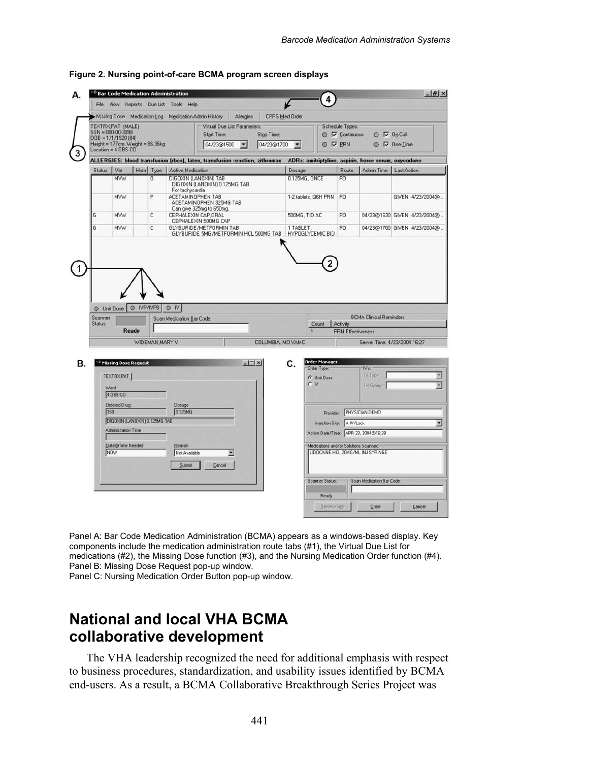**Figure 2. Nursing point-of-care BCMA program screen displays**

Panel A: Bar Code Medication Administration (BCMA) appears as a windows-based display. Key components include the medication administration route tabs (#1), the Virtual Due List for medications (#2), the Missing Dose function (#3), and the Nursing Medication Order function (#4).
Panel B: Missing Dose Request pop-up window.
Panel C: Nursing Medication Order Button pop-up window.

## National and local VHA BCMA collaborative development

The VHA leadership recognized the need for additional emphasis with respect to business procedures, standardization, and usability issues identified by BCMA end-users. As a result, a BCMA Collaborative Breakthrough Series Project was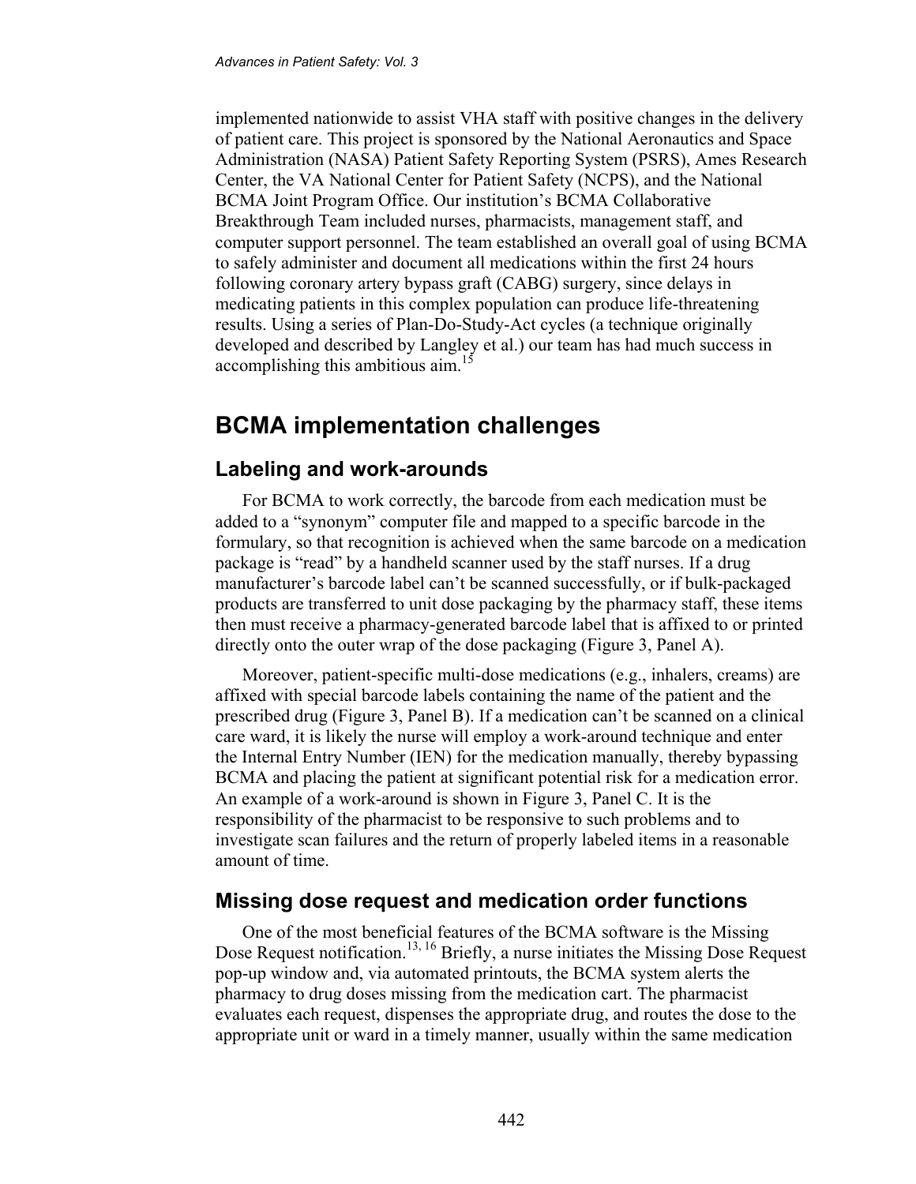implemented nationwide to assist VHA staff with positive changes in the delivery of patient care. This project is sponsored by the National Aeronautics and Space Administration (NASA) Patient Safety Reporting System (PSRS), Ames Research Center, the VA National Center for Patient Safety (NCPS), and the National BCMA Joint Program Office. Our institution's BCMA Collaborative Breakthrough Team included nurses, pharmacists, management staff, and computer support personnel. The team established an overall goal of using BCMA to safely administer and document all medications within the first 24 hours following coronary artery bypass graft (CABG) surgery, since delays in medicating patients in this complex population can produce life-threatening results. Using a series of Plan-Do-Study-Act cycles (a technique originally developed and described by Langley et al.) our team has had much success in accomplishing this ambitious aim.[15]

## BCMA implementation challenges

### Labeling and work-arounds

For BCMA to work correctly, the barcode from each medication must be added to a "synonym" computer file and mapped to a specific barcode in the formulary, so that recognition is achieved when the same barcode on a medication package is "read" by a handheld scanner used by the staff nurses. If a drug manufacturer's barcode label can't be scanned successfully, or if bulk-packaged products are transferred to unit dose packaging by the pharmacy staff, these items then must receive a pharmacy-generated barcode label that is affixed to or printed directly onto the outer wrap of the dose packaging (Figure 3, Panel A).

Moreover, patient-specific multi-dose medications (e.g., inhalers, creams) are affixed with special barcode labels containing the name of the patient and the prescribed drug (Figure 3, Panel B). If a medication can't be scanned on a clinical care ward, it is likely the nurse will employ a work-around technique and enter the Internal Entry Number (IEN) for the medication manually, thereby bypassing BCMA and placing the patient at significant potential risk for a medication error. An example of a work-around is shown in Figure 3, Panel C. It is the responsibility of the pharmacist to be responsive to such problems and to investigate scan failures and the return of properly labeled items in a reasonable amount of time.

### Missing dose request and medication order functions

One of the most beneficial features of the BCMA software is the Missing Dose Request notification.[13, 16] Briefly, a nurse initiates the Missing Dose Request pop-up window and, via automated printouts, the BCMA system alerts the pharmacy to drug doses missing from the medication cart. The pharmacist evaluates each request, dispenses the appropriate drug, and routes the dose to the appropriate unit or ward in a timely manner, usually within the same medication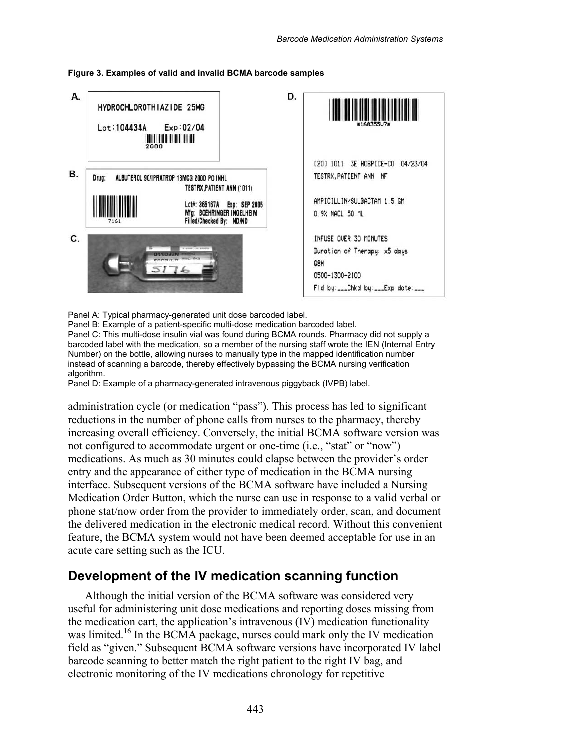**Figure 3. Examples of valid and invalid BCMA barcode samples**

A.

HYDROCHLOROTHIAZIDE 25MG

Lot:104434A Exp:02/04

2688

B.

Drug: ALBUTEROL 90/IPRATROP 18MCG 200D PO INHL
TESTRX,PATIENT ANN (1011)

Lot#: 365167A Exp: SEP 2005
Mfg: BOEHRINGER INGELHEIM
Filled/Checked By: ND/ND

7161

C.

D.

*160355U7*

[20] 1011 3E HOSPICE-CO 04/23/04
TESTRX,PATIENT ANN NF

AMPICILLIN/SULBACTAM 1.5 GM
0.9% NACL 50 ML

INFUSE OVER 30 MINUTES
Duration of Therapy: x5 days
Q8H
0500-1300-2100
Fld by:___Chkd by:___Exp date:___

Panel A: Typical pharmacy-generated unit dose barcoded label.
Panel B: Example of a patient-specific multi-dose medication barcoded label.
Panel C: This multi-dose insulin vial was found during BCMA rounds. Pharmacy did not supply a barcoded label with the medication, so a member of the nursing staff wrote the IEN (Internal Entry Number) on the bottle, allowing nurses to manually type in the mapped identification number instead of scanning a barcode, thereby effectively bypassing the BCMA nursing verification algorithm.
Panel D: Example of a pharmacy-generated intravenous piggyback (IVPB) label.

administration cycle (or medication "pass"). This process has led to significant reductions in the number of phone calls from nurses to the pharmacy, thereby increasing overall efficiency. Conversely, the initial BCMA software version was not configured to accommodate urgent or one-time (i.e., "stat" or "now") medications. As much as 30 minutes could elapse between the provider's order entry and the appearance of either type of medication in the BCMA nursing interface. Subsequent versions of the BCMA software have included a Nursing Medication Order Button, which the nurse can use in response to a valid verbal or phone stat/now order from the provider to immediately order, scan, and document the delivered medication in the electronic medical record. Without this convenient feature, the BCMA system would not have been deemed acceptable for use in an acute care setting such as the ICU.

## Development of the IV medication scanning function

Although the initial version of the BCMA software was considered very useful for administering unit dose medications and reporting doses missing from the medication cart, the application's intravenous (IV) medication functionality was limited.[16] In the BCMA package, nurses could mark only the IV medication field as "given." Subsequent BCMA software versions have incorporated IV label barcode scanning to better match the right patient to the right IV bag, and electronic monitoring of the IV medications chronology for repetitive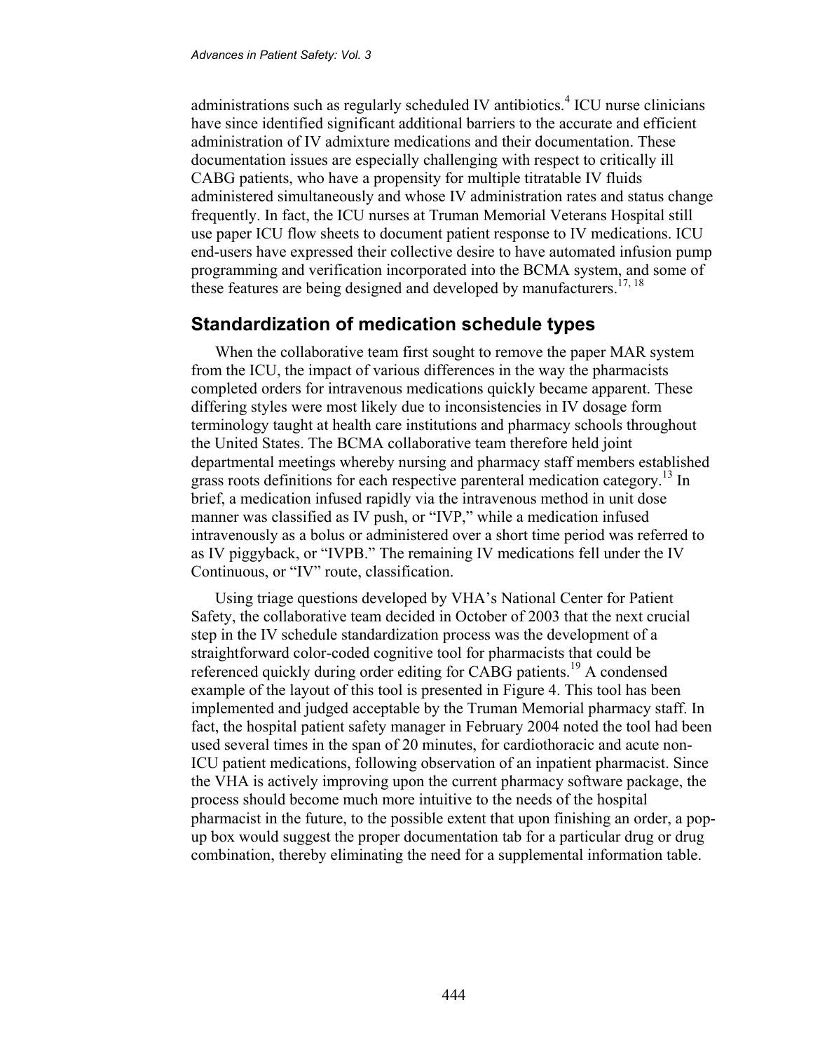administrations such as regularly scheduled IV antibiotics.[4] ICU nurse clinicians have since identified significant additional barriers to the accurate and efficient administration of IV admixture medications and their documentation. These documentation issues are especially challenging with respect to critically ill CABG patients, who have a propensity for multiple titratable IV fluids administered simultaneously and whose IV administration rates and status change frequently. In fact, the ICU nurses at Truman Memorial Veterans Hospital still use paper ICU flow sheets to document patient response to IV medications. ICU end-users have expressed their collective desire to have automated infusion pump programming and verification incorporated into the BCMA system, and some of these features are being designed and developed by manufacturers.[17, 18]

## Standardization of medication schedule types

When the collaborative team first sought to remove the paper MAR system from the ICU, the impact of various differences in the way the pharmacists completed orders for intravenous medications quickly became apparent. These differing styles were most likely due to inconsistencies in IV dosage form terminology taught at health care institutions and pharmacy schools throughout the United States. The BCMA collaborative team therefore held joint departmental meetings whereby nursing and pharmacy staff members established grass roots definitions for each respective parenteral medication category.[13] In brief, a medication infused rapidly via the intravenous method in unit dose manner was classified as IV push, or "IVP," while a medication infused intravenously as a bolus or administered over a short time period was referred to as IV piggyback, or "IVPB." The remaining IV medications fell under the IV Continuous, or "IV" route, classification.

Using triage questions developed by VHA's National Center for Patient Safety, the collaborative team decided in October of 2003 that the next crucial step in the IV schedule standardization process was the development of a straightforward color-coded cognitive tool for pharmacists that could be referenced quickly during order editing for CABG patients.[19] A condensed example of the layout of this tool is presented in Figure 4. This tool has been implemented and judged acceptable by the Truman Memorial pharmacy staff. In fact, the hospital patient safety manager in February 2004 noted the tool had been used several times in the span of 20 minutes, for cardiothoracic and acute non-ICU patient medications, following observation of an inpatient pharmacist. Since the VHA is actively improving upon the current pharmacy software package, the process should become much more intuitive to the needs of the hospital pharmacist in the future, to the possible extent that upon finishing an order, a pop-up box would suggest the proper documentation tab for a particular drug or drug combination, thereby eliminating the need for a supplemental information table.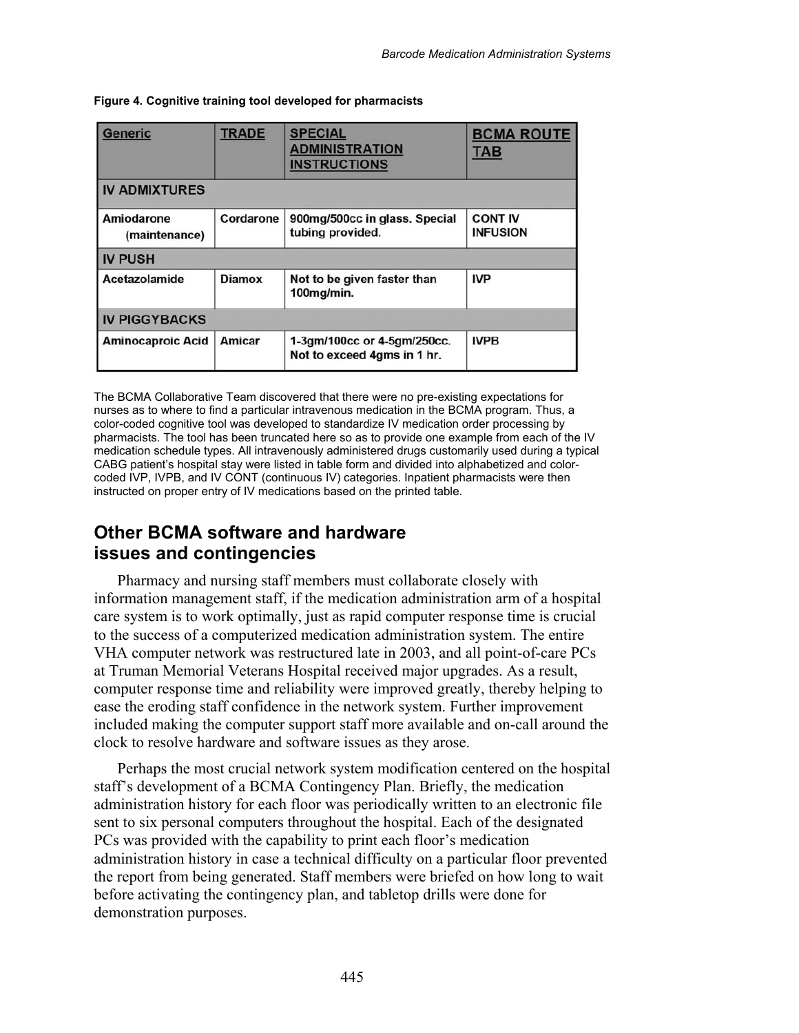**Figure 4. Cognitive training tool developed for pharmacists**

| Generic | TRADE | SPECIAL ADMINISTRATION INSTRUCTIONS | BCMA ROUTE TAB |
|---|---|---|---|
| **IV ADMIXTURES** | | | |
| Amiodarone (maintenance) | Cordarone | 900mg/500cc in glass. Special tubing provided. | CONT IV INFUSION |
| **IV PUSH** | | | |
| Acetazolamide | Diamox | Not to be given faster than 100mg/min. | IVP |
| **IV PIGGYBACKS** | | | |
| Aminocaproic Acid | Amicar | 1-3gm/100cc or 4-5gm/250cc. Not to exceed 4gms in 1 hr. | IVPB |

The BCMA Collaborative Team discovered that there were no pre-existing expectations for nurses as to where to find a particular intravenous medication in the BCMA program. Thus, a color-coded cognitive tool was developed to standardize IV medication order processing by pharmacists. The tool has been truncated here so as to provide one example from each of the IV medication schedule types. All intravenously administered drugs customarily used during a typical CABG patient's hospital stay were listed in table form and divided into alphabetized and color-coded IVP, IVPB, and IV CONT (continuous IV) categories. Inpatient pharmacists were then instructed on proper entry of IV medications based on the printed table.

## Other BCMA software and hardware issues and contingencies

Pharmacy and nursing staff members must collaborate closely with information management staff, if the medication administration arm of a hospital care system is to work optimally, just as rapid computer response time is crucial to the success of a computerized medication administration system. The entire VHA computer network was restructured late in 2003, and all point-of-care PCs at Truman Memorial Veterans Hospital received major upgrades. As a result, computer response time and reliability were improved greatly, thereby helping to ease the eroding staff confidence in the network system. Further improvement included making the computer support staff more available and on-call around the clock to resolve hardware and software issues as they arose.

Perhaps the most crucial network system modification centered on the hospital staff's development of a BCMA Contingency Plan. Briefly, the medication administration history for each floor was periodically written to an electronic file sent to six personal computers throughout the hospital. Each of the designated PCs was provided with the capability to print each floor's medication administration history in case a technical difficulty on a particular floor prevented the report from being generated. Staff members were briefed on how long to wait before activating the contingency plan, and tabletop drills were done for demonstration purposes.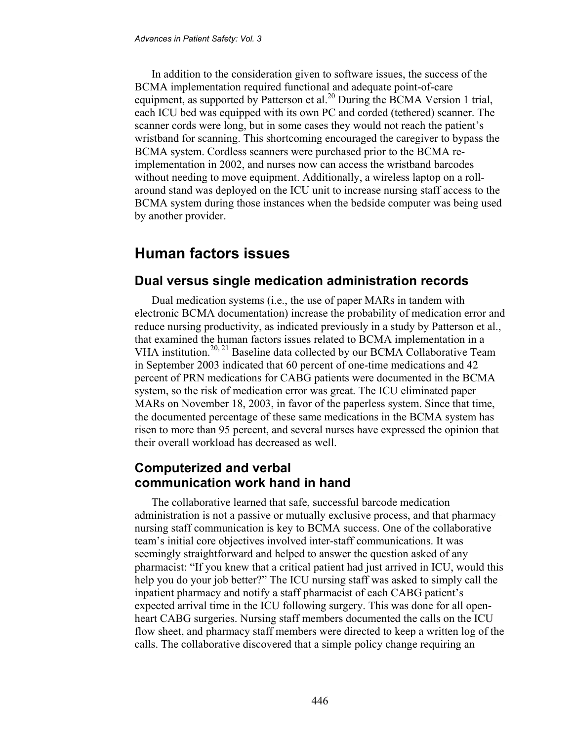In addition to the consideration given to software issues, the success of the BCMA implementation required functional and adequate point-of-care equipment, as supported by Patterson et al.[20] During the BCMA Version 1 trial, each ICU bed was equipped with its own PC and corded (tethered) scanner. The scanner cords were long, but in some cases they would not reach the patient's wristband for scanning. This shortcoming encouraged the caregiver to bypass the BCMA system. Cordless scanners were purchased prior to the BCMA re-implementation in 2002, and nurses now can access the wristband barcodes without needing to move equipment. Additionally, a wireless laptop on a roll-around stand was deployed on the ICU unit to increase nursing staff access to the BCMA system during those instances when the bedside computer was being used by another provider.

## Human factors issues

### Dual versus single medication administration records

Dual medication systems (i.e., the use of paper MARs in tandem with electronic BCMA documentation) increase the probability of medication error and reduce nursing productivity, as indicated previously in a study by Patterson et al., that examined the human factors issues related to BCMA implementation in a VHA institution.[20, 21] Baseline data collected by our BCMA Collaborative Team in September 2003 indicated that 60 percent of one-time medications and 42 percent of PRN medications for CABG patients were documented in the BCMA system, so the risk of medication error was great. The ICU eliminated paper MARs on November 18, 2003, in favor of the paperless system. Since that time, the documented percentage of these same medications in the BCMA system has risen to more than 95 percent, and several nurses have expressed the opinion that their overall workload has decreased as well.

### Computerized and verbal communication work hand in hand

The collaborative learned that safe, successful barcode medication administration is not a passive or mutually exclusive process, and that pharmacy–nursing staff communication is key to BCMA success. One of the collaborative team's initial core objectives involved inter-staff communications. It was seemingly straightforward and helped to answer the question asked of any pharmacist: "If you knew that a critical patient had just arrived in ICU, would this help you do your job better?" The ICU nursing staff was asked to simply call the inpatient pharmacy and notify a staff pharmacist of each CABG patient's expected arrival time in the ICU following surgery. This was done for all open-heart CABG surgeries. Nursing staff members documented the calls on the ICU flow sheet, and pharmacy staff members were directed to keep a written log of the calls. The collaborative discovered that a simple policy change requiring an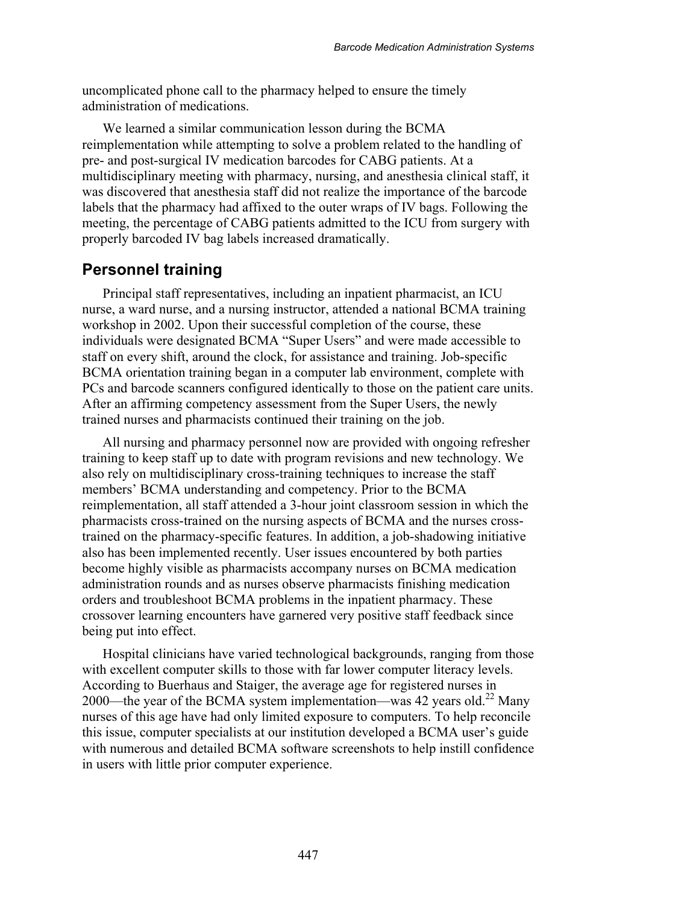uncomplicated phone call to the pharmacy helped to ensure the timely administration of medications.

We learned a similar communication lesson during the BCMA reimplementation while attempting to solve a problem related to the handling of pre- and post-surgical IV medication barcodes for CABG patients. At a multidisciplinary meeting with pharmacy, nursing, and anesthesia clinical staff, it was discovered that anesthesia staff did not realize the importance of the barcode labels that the pharmacy had affixed to the outer wraps of IV bags. Following the meeting, the percentage of CABG patients admitted to the ICU from surgery with properly barcoded IV bag labels increased dramatically.

## Personnel training

Principal staff representatives, including an inpatient pharmacist, an ICU nurse, a ward nurse, and a nursing instructor, attended a national BCMA training workshop in 2002. Upon their successful completion of the course, these individuals were designated BCMA "Super Users" and were made accessible to staff on every shift, around the clock, for assistance and training. Job-specific BCMA orientation training began in a computer lab environment, complete with PCs and barcode scanners configured identically to those on the patient care units. After an affirming competency assessment from the Super Users, the newly trained nurses and pharmacists continued their training on the job.

All nursing and pharmacy personnel now are provided with ongoing refresher training to keep staff up to date with program revisions and new technology. We also rely on multidisciplinary cross-training techniques to increase the staff members' BCMA understanding and competency. Prior to the BCMA reimplementation, all staff attended a 3-hour joint classroom session in which the pharmacists cross-trained on the nursing aspects of BCMA and the nurses cross-trained on the pharmacy-specific features. In addition, a job-shadowing initiative also has been implemented recently. User issues encountered by both parties become highly visible as pharmacists accompany nurses on BCMA medication administration rounds and as nurses observe pharmacists finishing medication orders and troubleshoot BCMA problems in the inpatient pharmacy. These crossover learning encounters have garnered very positive staff feedback since being put into effect.

Hospital clinicians have varied technological backgrounds, ranging from those with excellent computer skills to those with far lower computer literacy levels. According to Buerhaus and Staiger, the average age for registered nurses in 2000—the year of the BCMA system implementation—was 42 years old.[22] Many nurses of this age have had only limited exposure to computers. To help reconcile this issue, computer specialists at our institution developed a BCMA user's guide with numerous and detailed BCMA software screenshots to help instill confidence in users with little prior computer experience.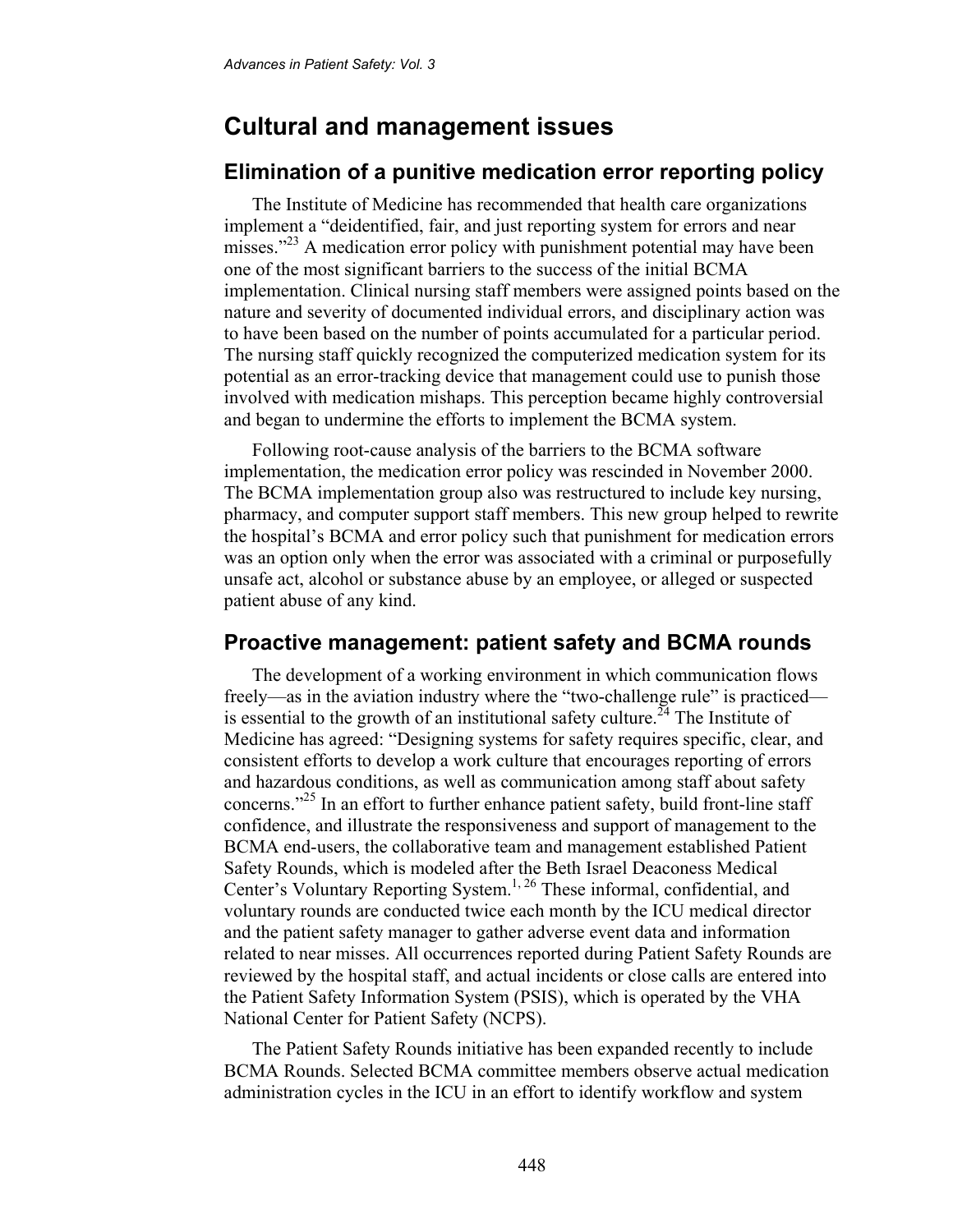## Cultural and management issues

### Elimination of a punitive medication error reporting policy

The Institute of Medicine has recommended that health care organizations implement a "deidentified, fair, and just reporting system for errors and near misses."[23] A medication error policy with punishment potential may have been one of the most significant barriers to the success of the initial BCMA implementation. Clinical nursing staff members were assigned points based on the nature and severity of documented individual errors, and disciplinary action was to have been based on the number of points accumulated for a particular period. The nursing staff quickly recognized the computerized medication system for its potential as an error-tracking device that management could use to punish those involved with medication mishaps. This perception became highly controversial and began to undermine the efforts to implement the BCMA system.

Following root-cause analysis of the barriers to the BCMA software implementation, the medication error policy was rescinded in November 2000. The BCMA implementation group also was restructured to include key nursing, pharmacy, and computer support staff members. This new group helped to rewrite the hospital's BCMA and error policy such that punishment for medication errors was an option only when the error was associated with a criminal or purposefully unsafe act, alcohol or substance abuse by an employee, or alleged or suspected patient abuse of any kind.

### Proactive management: patient safety and BCMA rounds

The development of a working environment in which communication flows freely—as in the aviation industry where the "two-challenge rule" is practiced—is essential to the growth of an institutional safety culture.[24] The Institute of Medicine has agreed: "Designing systems for safety requires specific, clear, and consistent efforts to develop a work culture that encourages reporting of errors and hazardous conditions, as well as communication among staff about safety concerns."[25] In an effort to further enhance patient safety, build front-line staff confidence, and illustrate the responsiveness and support of management to the BCMA end-users, the collaborative team and management established Patient Safety Rounds, which is modeled after the Beth Israel Deaconess Medical Center's Voluntary Reporting System.[1, 26] These informal, confidential, and voluntary rounds are conducted twice each month by the ICU medical director and the patient safety manager to gather adverse event data and information related to near misses. All occurrences reported during Patient Safety Rounds are reviewed by the hospital staff, and actual incidents or close calls are entered into the Patient Safety Information System (PSIS), which is operated by the VHA National Center for Patient Safety (NCPS).

The Patient Safety Rounds initiative has been expanded recently to include BCMA Rounds. Selected BCMA committee members observe actual medication administration cycles in the ICU in an effort to identify workflow and system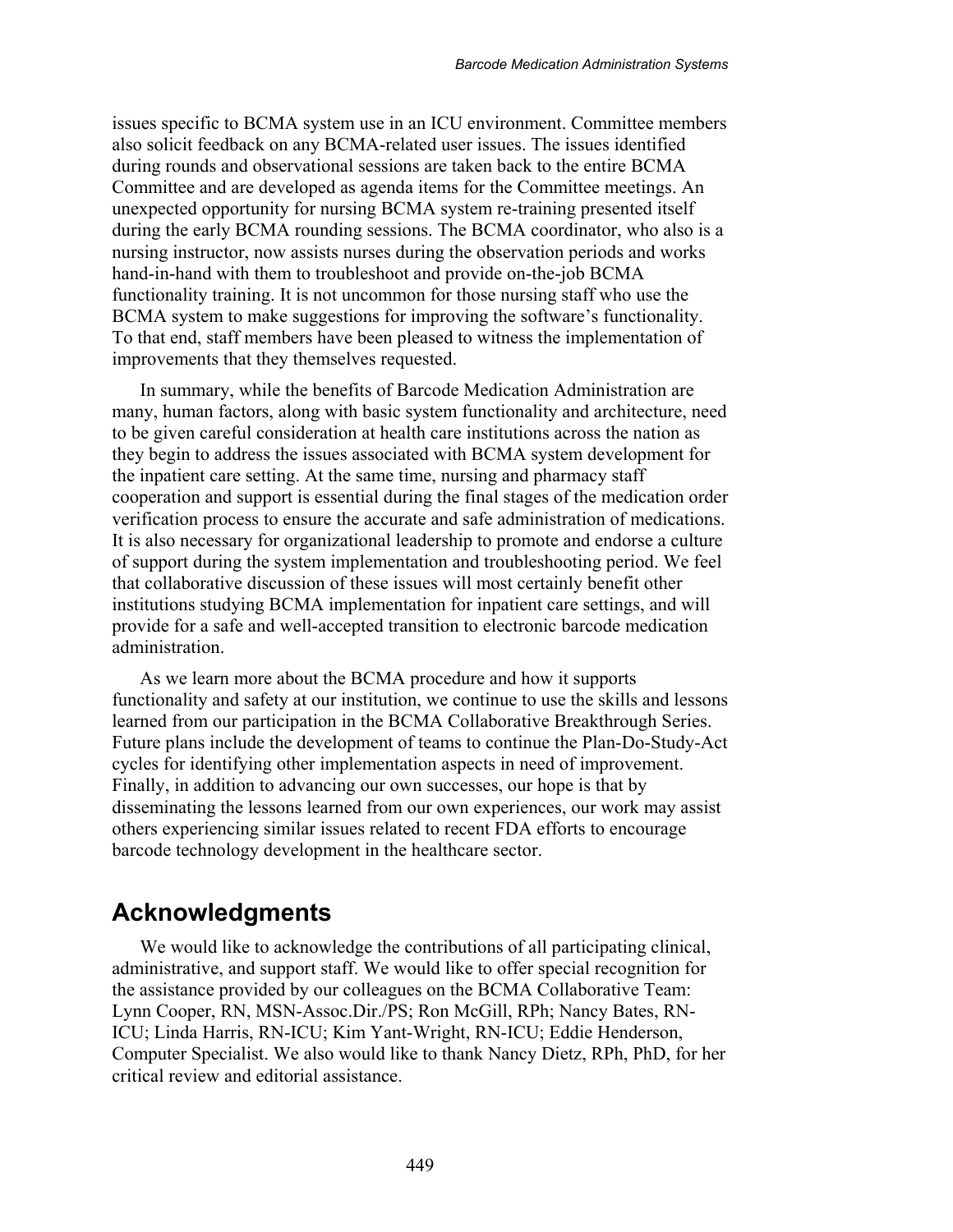issues specific to BCMA system use in an ICU environment. Committee members also solicit feedback on any BCMA-related user issues. The issues identified during rounds and observational sessions are taken back to the entire BCMA Committee and are developed as agenda items for the Committee meetings. An unexpected opportunity for nursing BCMA system re-training presented itself during the early BCMA rounding sessions. The BCMA coordinator, who also is a nursing instructor, now assists nurses during the observation periods and works hand-in-hand with them to troubleshoot and provide on-the-job BCMA functionality training. It is not uncommon for those nursing staff who use the BCMA system to make suggestions for improving the software's functionality. To that end, staff members have been pleased to witness the implementation of improvements that they themselves requested.

In summary, while the benefits of Barcode Medication Administration are many, human factors, along with basic system functionality and architecture, need to be given careful consideration at health care institutions across the nation as they begin to address the issues associated with BCMA system development for the inpatient care setting. At the same time, nursing and pharmacy staff cooperation and support is essential during the final stages of the medication order verification process to ensure the accurate and safe administration of medications. It is also necessary for organizational leadership to promote and endorse a culture of support during the system implementation and troubleshooting period. We feel that collaborative discussion of these issues will most certainly benefit other institutions studying BCMA implementation for inpatient care settings, and will provide for a safe and well-accepted transition to electronic barcode medication administration.

As we learn more about the BCMA procedure and how it supports functionality and safety at our institution, we continue to use the skills and lessons learned from our participation in the BCMA Collaborative Breakthrough Series. Future plans include the development of teams to continue the Plan-Do-Study-Act cycles for identifying other implementation aspects in need of improvement. Finally, in addition to advancing our own successes, our hope is that by disseminating the lessons learned from our own experiences, our work may assist others experiencing similar issues related to recent FDA efforts to encourage barcode technology development in the healthcare sector.

## Acknowledgments

We would like to acknowledge the contributions of all participating clinical, administrative, and support staff. We would like to offer special recognition for the assistance provided by our colleagues on the BCMA Collaborative Team: Lynn Cooper, RN, MSN-Assoc.Dir./PS; Ron McGill, RPh; Nancy Bates, RN-ICU; Linda Harris, RN-ICU; Kim Yant-Wright, RN-ICU; Eddie Henderson, Computer Specialist. We also would like to thank Nancy Dietz, RPh, PhD, for her critical review and editorial assistance.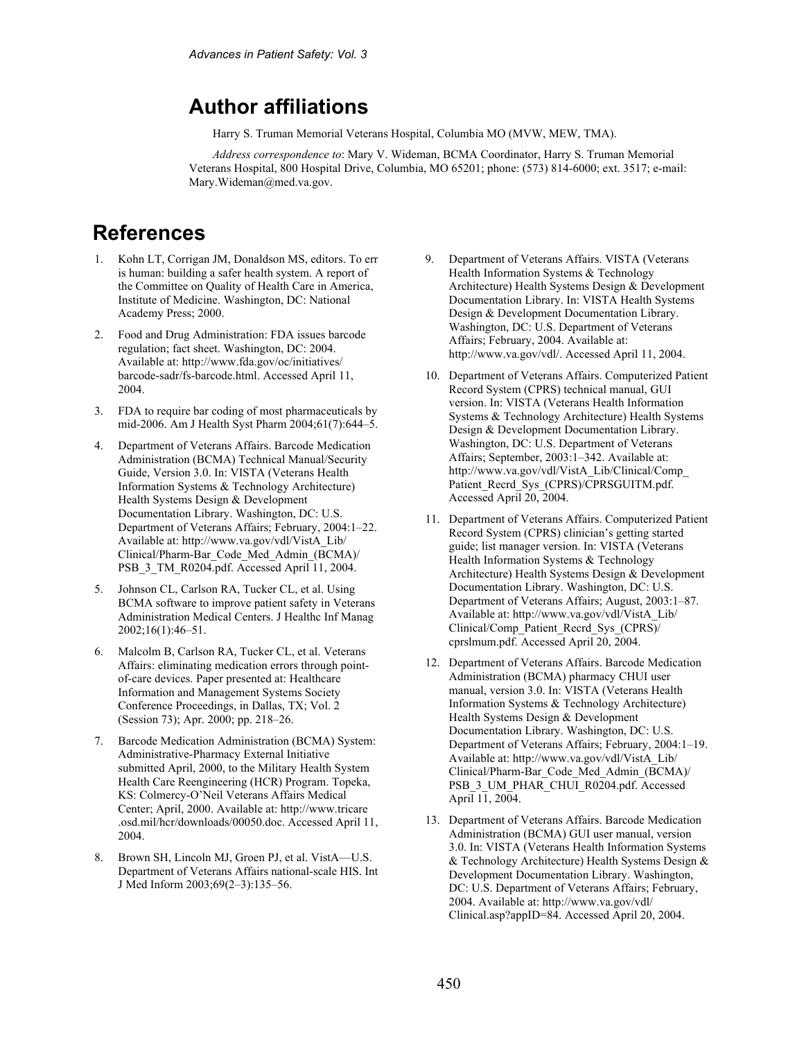## Author affiliations

Harry S. Truman Memorial Veterans Hospital, Columbia MO (MVW, MEW, TMA).

*Address correspondence to*: Mary V. Wideman, BCMA Coordinator, Harry S. Truman Memorial Veterans Hospital, 800 Hospital Drive, Columbia, MO 65201; phone: (573) 814-6000; ext. 3517; e-mail: Mary.Wideman@med.va.gov.

# References

1. Kohn LT, Corrigan JM, Donaldson MS, editors. To err is human: building a safer health system. A report of the Committee on Quality of Health Care in America, Institute of Medicine. Washington, DC: National Academy Press; 2000.
2. Food and Drug Administration: FDA issues barcode regulation; fact sheet. Washington, DC: 2004. Available at: http://www.fda.gov/oc/initiatives/barcode-sadr/fs-barcode.html. Accessed April 11, 2004.
3. FDA to require bar coding of most pharmaceuticals by mid-2006. Am J Health Syst Pharm 2004;61(7):644–5.
4. Department of Veterans Affairs. Barcode Medication Administration (BCMA) Technical Manual/Security Guide, Version 3.0. In: VISTA (Veterans Health Information Systems & Technology Architecture) Health Systems Design & Development Documentation Library. Washington, DC: U.S. Department of Veterans Affairs; February, 2004:1–22. Available at: http://www.va.gov/vdl/VistA_Lib/Clinical/Pharm-Bar_Code_Med_Admin_(BCMA)/PSB_3_TM_R0204.pdf. Accessed April 11, 2004.
5. Johnson CL, Carlson RA, Tucker CL, et al. Using BCMA software to improve patient safety in Veterans Administration Medical Centers. J Healthc Inf Manag 2002;16(1):46–51.
6. Malcolm B, Carlson RA, Tucker CL, et al. Veterans Affairs: eliminating medication errors through point-of-care devices. Paper presented at: Healthcare Information and Management Systems Society Conference Proceedings, in Dallas, TX; Vol. 2 (Session 73); Apr. 2000; pp. 218–26.
7. Barcode Medication Administration (BCMA) System: Administrative-Pharmacy External Initiative submitted April, 2000, to the Military Health System Health Care Reengineering (HCR) Program. Topeka, KS: Colmercy-O'Neil Veterans Affairs Medical Center; April, 2000. Available at: http://www.tricare.osd.mil/hcr/downloads/00050.doc. Accessed April 11, 2004.
8. Brown SH, Lincoln MJ, Groen PJ, et al. VistA—U.S. Department of Veterans Affairs national-scale HIS. Int J Med Inform 2003;69(2–3):135–56.
9. Department of Veterans Affairs. VISTA (Veterans Health Information Systems & Technology Architecture) Health Systems Design & Development Documentation Library. In: VISTA Health Systems Design & Development Documentation Library. Washington, DC: U.S. Department of Veterans Affairs; February, 2004. Available at: http://www.va.gov/vdl/. Accessed April 11, 2004.
10. Department of Veterans Affairs. Computerized Patient Record System (CPRS) technical manual, GUI version. In: VISTA (Veterans Health Information Systems & Technology Architecture) Health Systems Design & Development Documentation Library. Washington, DC: U.S. Department of Veterans Affairs; September, 2003:1–342. Available at: http://www.va.gov/vdl/VistA_Lib/Clinical/Comp_Patient_Recrd_Sys_(CPRS)/CPRSGUITM.pdf. Accessed April 20, 2004.
11. Department of Veterans Affairs. Computerized Patient Record System (CPRS) clinician's getting started guide; list manager version. In: VISTA (Veterans Health Information Systems & Technology Architecture) Health Systems Design & Development Documentation Library. Washington, DC: U.S. Department of Veterans Affairs; August, 2003:1–87. Available at: http://www.va.gov/vdl/VistA_Lib/Clinical/Comp_Patient_Recrd_Sys_(CPRS)/cprslmum.pdf. Accessed April 20, 2004.
12. Department of Veterans Affairs. Barcode Medication Administration (BCMA) pharmacy CHUI user manual, version 3.0. In: VISTA (Veterans Health Information Systems & Technology Architecture) Health Systems Design & Development Documentation Library. Washington, DC: U.S. Department of Veterans Affairs; February, 2004:1–19. Available at: http://www.va.gov/vdl/VistA_Lib/Clinical/Pharm-Bar_Code_Med_Admin_(BCMA)/PSB_3_UM_PHAR_CHUI_R0204.pdf. Accessed April 11, 2004.
13. Department of Veterans Affairs. Barcode Medication Administration (BCMA) GUI user manual, version 3.0. In: VISTA (Veterans Health Information Systems & Technology Architecture) Health Systems Design & Development Documentation Library. Washington, DC: U.S. Department of Veterans Affairs; February, 2004. Available at: http://www.va.gov/vdl/Clinical.asp?appID=84. Accessed April 20, 2004.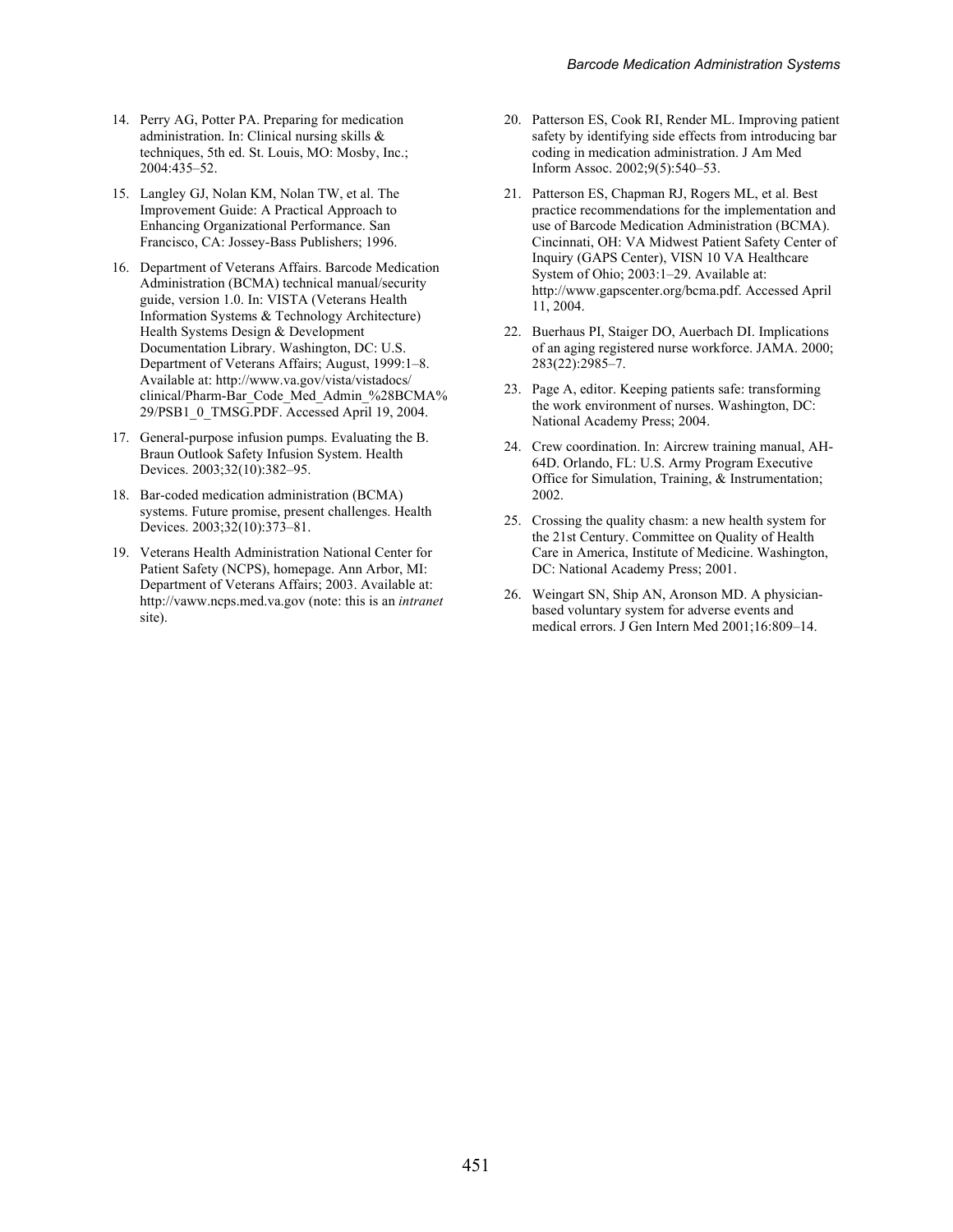14. Perry AG, Potter PA. Preparing for medication administration. In: Clinical nursing skills & techniques, 5th ed. St. Louis, MO: Mosby, Inc.; 2004:435–52.

15. Langley GJ, Nolan KM, Nolan TW, et al. The Improvement Guide: A Practical Approach to Enhancing Organizational Performance. San Francisco, CA: Jossey-Bass Publishers; 1996.

16. Department of Veterans Affairs. Barcode Medication Administration (BCMA) technical manual/security guide, version 1.0. In: VISTA (Veterans Health Information Systems & Technology Architecture) Health Systems Design & Development Documentation Library. Washington, DC: U.S. Department of Veterans Affairs; August, 1999:1–8. Available at: http://www.va.gov/vista/vistadocs/clinical/Pharm-Bar_Code_Med_Admin_%28BCMA%29/PSB1_0_TMSG.PDF. Accessed April 19, 2004.

17. General-purpose infusion pumps. Evaluating the B. Braun Outlook Safety Infusion System. Health Devices. 2003;32(10):382–95.

18. Bar-coded medication administration (BCMA) systems. Future promise, present challenges. Health Devices. 2003;32(10):373–81.

19. Veterans Health Administration National Center for Patient Safety (NCPS), homepage. Ann Arbor, MI: Department of Veterans Affairs; 2003. Available at: http://vaww.ncps.med.va.gov (note: this is an *intranet* site).

20. Patterson ES, Cook RI, Render ML. Improving patient safety by identifying side effects from introducing bar coding in medication administration. J Am Med Inform Assoc. 2002;9(5):540–53.

21. Patterson ES, Chapman RJ, Rogers ML, et al. Best practice recommendations for the implementation and use of Barcode Medication Administration (BCMA). Cincinnati, OH: VA Midwest Patient Safety Center of Inquiry (GAPS Center), VISN 10 VA Healthcare System of Ohio; 2003:1–29. Available at: http://www.gapscenter.org/bcma.pdf. Accessed April 11, 2004.

22. Buerhaus PI, Staiger DO, Auerbach DI. Implications of an aging registered nurse workforce. JAMA. 2000; 283(22):2985–7.

23. Page A, editor. Keeping patients safe: transforming the work environment of nurses. Washington, DC: National Academy Press; 2004.

24. Crew coordination. In: Aircrew training manual, AH-64D. Orlando, FL: U.S. Army Program Executive Office for Simulation, Training, & Instrumentation; 2002.

25. Crossing the quality chasm: a new health system for the 21st Century. Committee on Quality of Health Care in America, Institute of Medicine. Washington, DC: National Academy Press; 2001.

26. Weingart SN, Ship AN, Aronson MD. A physician-based voluntary system for adverse events and medical errors. J Gen Intern Med 2001;16:809–14.